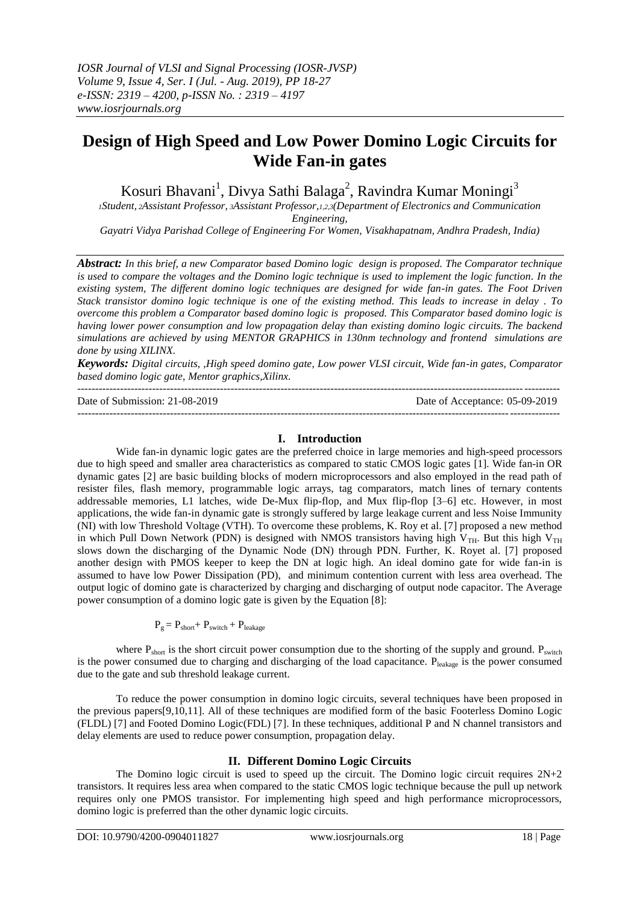# Design of High Speed and Low Power Domino Logic Circuits for Wide Fan-in gates

Kosuri Bhavani[1], Divya Sathi Balaga[2], Ravindra Kumar Moningi[3]

[1]Student, [2]Assistant Professor, [3]Assistant Professor,[1,2,3](Department of Electronics and Communication Engineering, Gayatri Vidya Parishad College of Engineering For Women, Visakhapatnam, Andhra Pradesh, India)

***Abstract:*** *In this brief, a new Comparator based Domino logic design is proposed. The Comparator technique is used to compare the voltages and the Domino logic technique is used to implement the logic function. In the existing system, The different domino logic techniques are designed for wide fan-in gates. The Foot Driven Stack transistor domino logic technique is one of the existing method. This leads to increase in delay . To overcome this problem a Comparator based domino logic is proposed. This Comparator based domino logic is having lower power consumption and low propagation delay than existing domino logic circuits. The backend simulations are achieved by using MENTOR GRAPHICS in 130nm technology and frontend simulations are done by using XILINX.*

***Keywords:*** *Digital circuits, ,High speed domino gate, Low power VLSI circuit, Wide fan-in gates, Comparator based domino logic gate, Mentor graphics,Xilinx.*

---

Date of Submission: 21-08-2019 | Date of Acceptance: 05-09-2019

---

## I. Introduction

Wide fan-in dynamic logic gates are the preferred choice in large memories and high-speed processors due to high speed and smaller area characteristics as compared to static CMOS logic gates [1]. Wide fan-in OR dynamic gates [2] are basic building blocks of modern microprocessors and also employed in the read path of resister files, flash memory, programmable logic arrays, tag comparators, match lines of ternary contents addressable memories, L1 latches, wide De-Mux flip-flop, and Mux flip-flop [3–6] etc. However, in most applications, the wide fan-in dynamic gate is strongly suffered by large leakage current and less Noise Immunity (NI) with low Threshold Voltage (VTH). To overcome these problems, K. Roy et al. [7] proposed a new method in which Pull Down Network (PDN) is designed with NMOS transistors having high $V_{TH}$. But this high $V_{TH}$ slows down the discharging of the Dynamic Node (DN) through PDN. Further, K. Royet al. [7] proposed another design with PMOS keeper to keep the DN at logic high. An ideal domino gate for wide fan-in is assumed to have low Power Dissipation (PD), and minimum contention current with less area overhead. The output logic of domino gate is characterized by charging and discharging of output node capacitor. The Average power consumption of a domino logic gate is given by the Equation [8]:

$$P_g = P_{short} + P_{switch} + P_{leakage}$$

where $P_{short}$ is the short circuit power consumption due to the shorting of the supply and ground. $P_{switch}$ is the power consumed due to charging and discharging of the load capacitance. $P_{leakage}$ is the power consumed due to the gate and sub threshold leakage current.

To reduce the power consumption in domino logic circuits, several techniques have been proposed in the previous papers[9,10,11]. All of these techniques are modified form of the basic Footerless Domino Logic (FLDL) [7] and Footed Domino Logic(FDL) [7]. In these techniques, additional P and N channel transistors and delay elements are used to reduce power consumption, propagation delay.

## II. Different Domino Logic Circuits

The Domino logic circuit is used to speed up the circuit. The Domino logic circuit requires 2N+2 transistors. It requires less area when compared to the static CMOS logic technique because the pull up network requires only one PMOS transistor. For implementing high speed and high performance microprocessors, domino logic is preferred than the other dynamic logic circuits.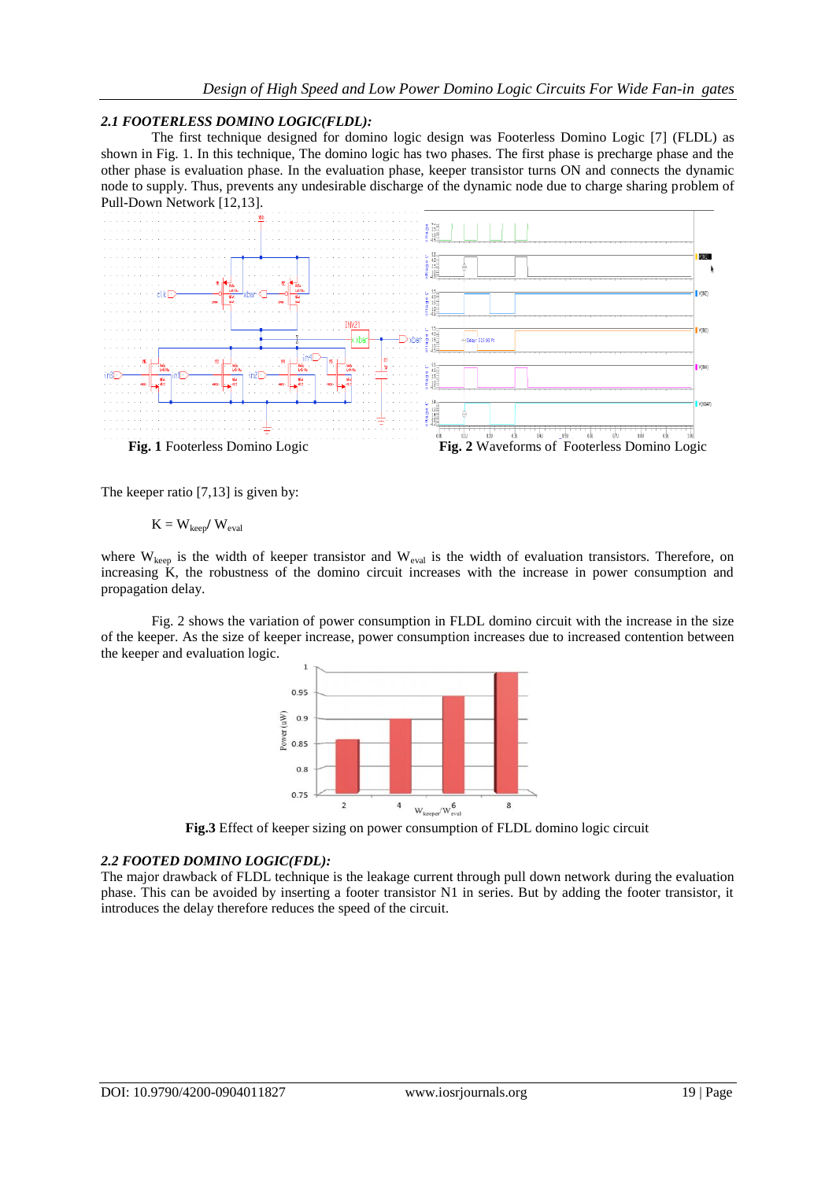### 2.1 FOOTERLESS DOMINO LOGIC(FLDL):

The first technique designed for domino logic design was Footerless Domino Logic [7] (FLDL) as shown in Fig. 1. In this technique, The domino logic has two phases. The first phase is precharge phase and the other phase is evaluation phase. In the evaluation phase, keeper transistor turns ON and connects the dynamic node to supply. Thus, prevents any undesirable discharge of the dynamic node due to charge sharing problem of Pull-Down Network [12,13].

**Fig. 1** Footerless Domino Logic

**Fig. 2** Waveforms of Footerless Domino Logic

The keeper ratio [7,13] is given by:

$$K = W_{keep} / W_{eval}$$

where $W_{keep}$ is the width of keeper transistor and $W_{eval}$ is the width of evaluation transistors. Therefore, on increasing K, the robustness of the domino circuit increases with the increase in power consumption and propagation delay.

Fig. 2 shows the variation of power consumption in FLDL domino circuit with the increase in the size of the keeper. As the size of keeper increase, power consumption increases due to increased contention between the keeper and evaluation logic.

**Fig.3** Effect of keeper sizing on power consumption of FLDL domino logic circuit

### 2.2 FOOTED DOMINO LOGIC(FDL):

The major drawback of FLDL technique is the leakage current through pull down network during the evaluation phase. This can be avoided by inserting a footer transistor N1 in series. But by adding the footer transistor, it introduces the delay therefore reduces the speed of the circuit.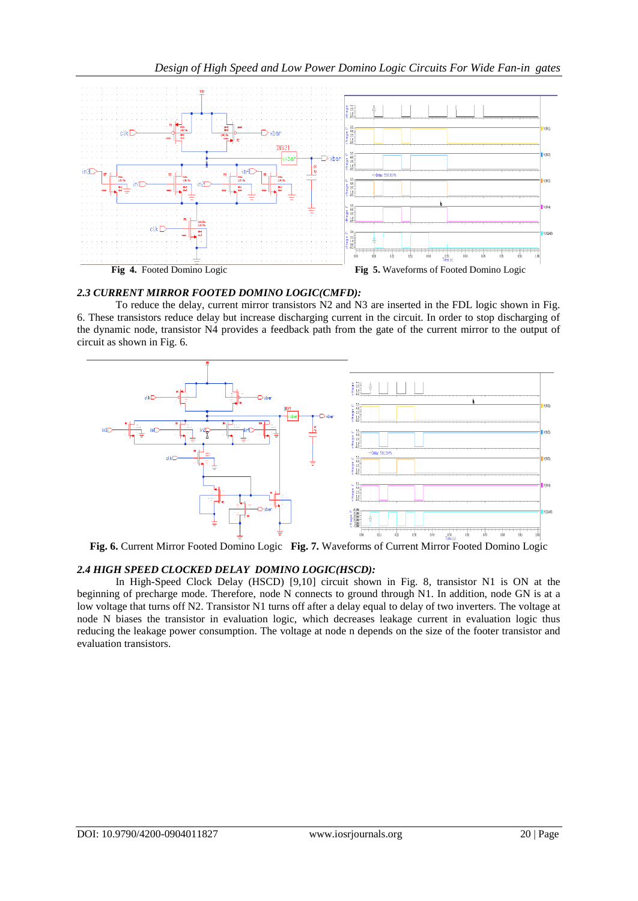Fig 4. Footed Domino Logic

Fig 5. Waveforms of Footed Domino Logic

### *2.3 CURRENT MIRROR FOOTED DOMINO LOGIC(CMFD):*

To reduce the delay, current mirror transistors N2 and N3 are inserted in the FDL logic shown in Fig. 6. These transistors reduce delay but increase discharging current in the circuit. In order to stop discharging of the dynamic node, transistor N4 provides a feedback path from the gate of the current mirror to the output of circuit as shown in Fig. 6.

**Fig. 6.** Current Mirror Footed Domino Logic

**Fig. 7.** Waveforms of Current Mirror Footed Domino Logic

### *2.4 HIGH SPEED CLOCKED DELAY DOMINO LOGIC(HSCD):*

In High-Speed Clock Delay (HSCD) [9,10] circuit shown in Fig. 8, transistor N1 is ON at the beginning of precharge mode. Therefore, node N connects to ground through N1. In addition, node GN is at a low voltage that turns off N2. Transistor N1 turns off after a delay equal to delay of two inverters. The voltage at node N biases the transistor in evaluation logic, which decreases leakage current in evaluation logic thus reducing the leakage power consumption. The voltage at node n depends on the size of the footer transistor and evaluation transistors.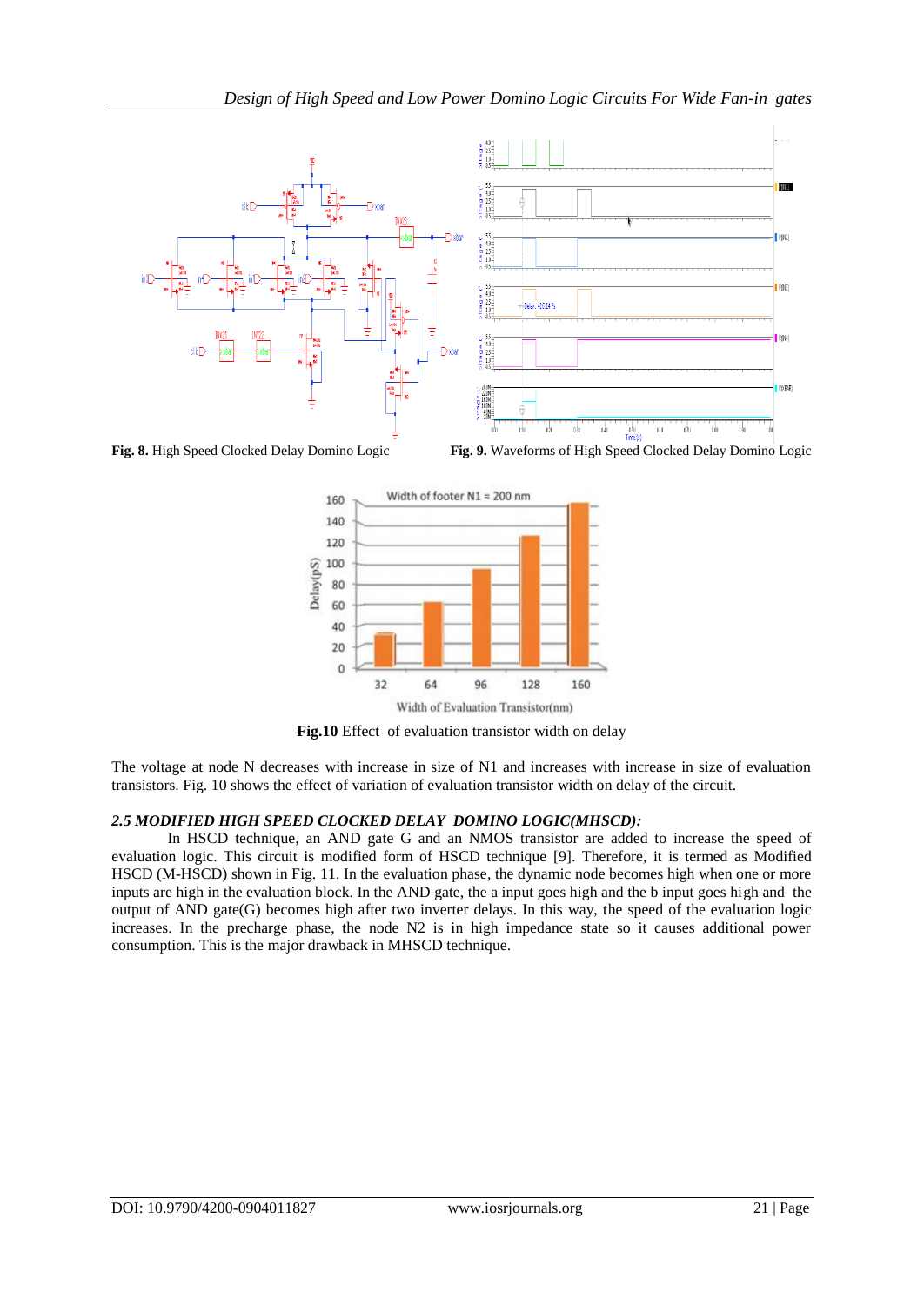**Fig. 8.** High Speed Clocked Delay Domino Logic

**Fig. 9.** Waveforms of High Speed Clocked Delay Domino Logic

**Fig.10** Effect of evaluation transistor width on delay

The voltage at node N decreases with increase in size of N1 and increases with increase in size of evaluation transistors. Fig. 10 shows the effect of variation of evaluation transistor width on delay of the circuit.

### *2.5 MODIFIED HIGH SPEED CLOCKED DELAY DOMINO LOGIC(MHSCD):*

In HSCD technique, an AND gate G and an NMOS transistor are added to increase the speed of evaluation logic. This circuit is modified form of HSCD technique [9]. Therefore, it is termed as Modified HSCD (M-HSCD) shown in Fig. 11. In the evaluation phase, the dynamic node becomes high when one or more inputs are high in the evaluation block. In the AND gate, the a input goes high and the b input goes high and the output of AND gate(G) becomes high after two inverter delays. In this way, the speed of the evaluation logic increases. In the precharge phase, the node N2 is in high impedance state so it causes additional power consumption. This is the major drawback in MHSCD technique.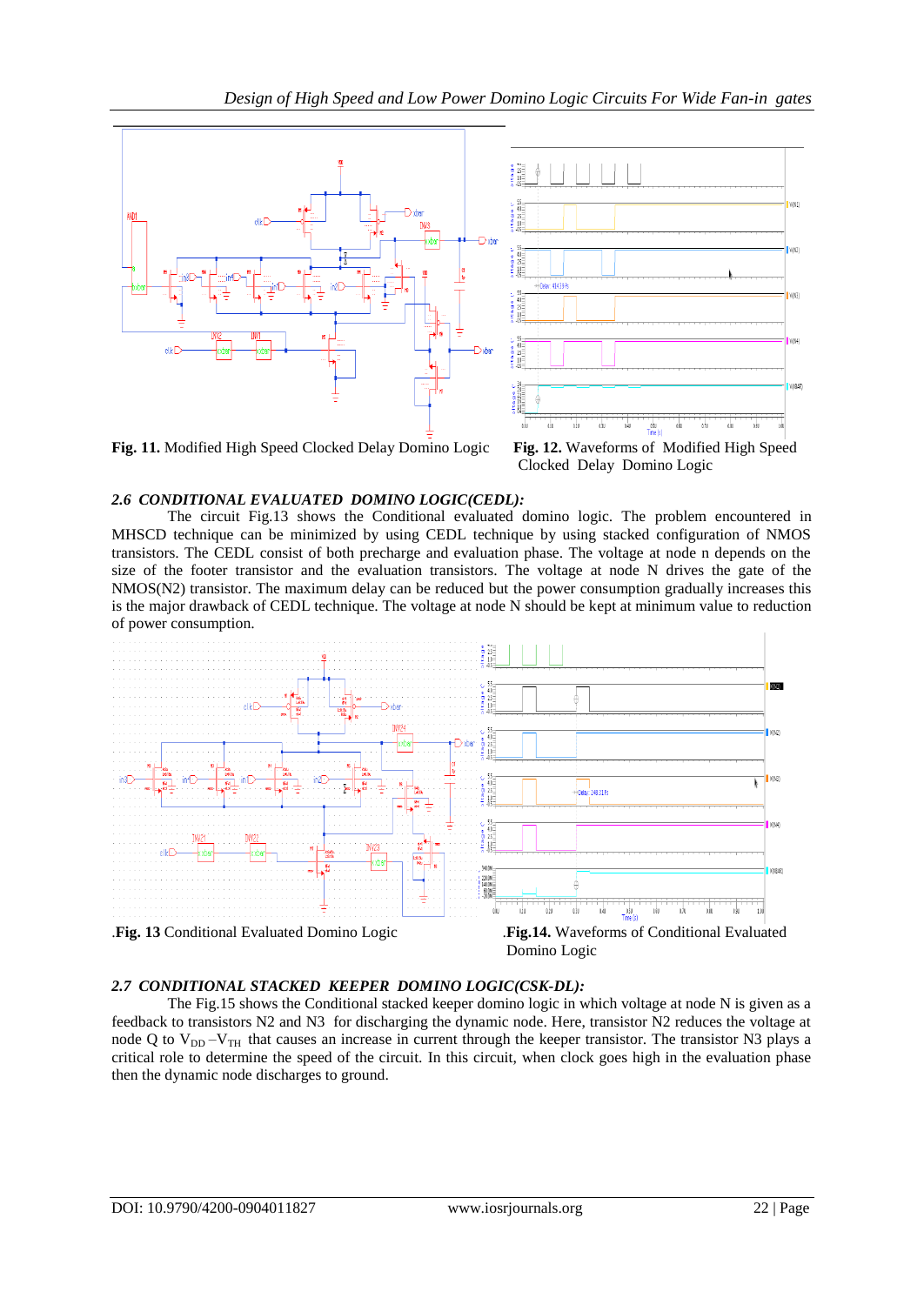**Fig. 11.** Modified High Speed Clocked Delay Domino Logic

**Fig. 12.** Waveforms of Modified High Speed Clocked Delay Domino Logic

### *2.6 CONDITIONAL EVALUATED DOMINO LOGIC(CEDL):*

The circuit Fig.13 shows the Conditional evaluated domino logic. The problem encountered in MHSCD technique can be minimized by using CEDL technique by using stacked configuration of NMOS transistors. The CEDL consist of both precharge and evaluation phase. The voltage at node n depends on the size of the footer transistor and the evaluation transistors. The voltage at node N drives the gate of the NMOS(N2) transistor. The maximum delay can be reduced but the power consumption gradually increases this is the major drawback of CEDL technique. The voltage at node N should be kept at minimum value to reduction of power consumption.

.**Fig. 13** Conditional Evaluated Domino Logic

.**Fig.14.** Waveforms of Conditional Evaluated Domino Logic

### *2.7 CONDITIONAL STACKED KEEPER DOMINO LOGIC(CSK-DL):*

The Fig.15 shows the Conditional stacked keeper domino logic in which voltage at node N is given as a feedback to transistors N2 and N3 for discharging the dynamic node. Here, transistor N2 reduces the voltage at node Q to $V_{DD} - V_{TH}$ that causes an increase in current through the keeper transistor. The transistor N3 plays a critical role to determine the speed of the circuit. In this circuit, when clock goes high in the evaluation phase then the dynamic node discharges to ground.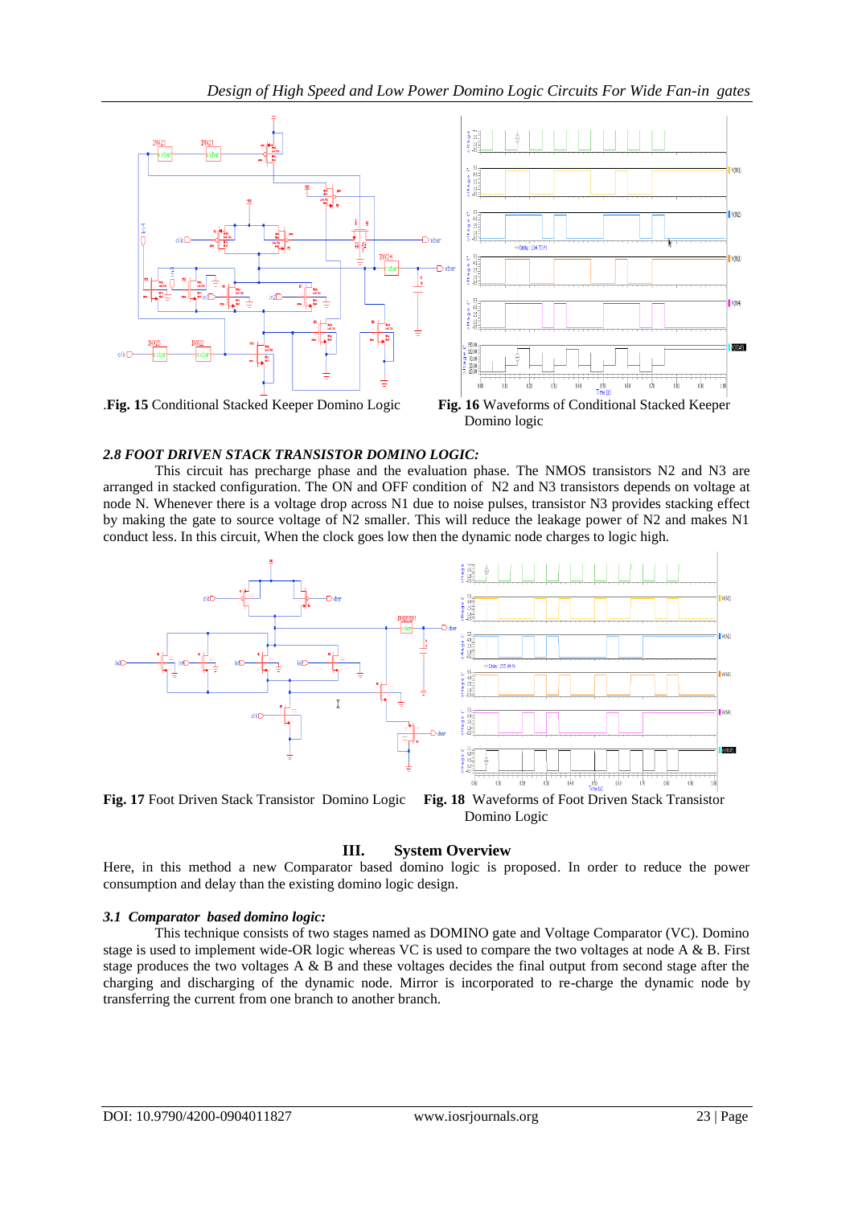.**Fig. 15** Conditional Stacked Keeper Domino Logic

**Fig. 16** Waveforms of Conditional Stacked Keeper Domino logic

### *2.8 FOOT DRIVEN STACK TRANSISTOR DOMINO LOGIC:*

This circuit has precharge phase and the evaluation phase. The NMOS transistors N2 and N3 are arranged in stacked configuration. The ON and OFF condition of N2 and N3 transistors depends on voltage at node N. Whenever there is a voltage drop across N1 due to noise pulses, transistor N3 provides stacking effect by making the gate to source voltage of N2 smaller. This will reduce the leakage power of N2 and makes N1 conduct less. In this circuit, When the clock goes low then the dynamic node charges to logic high.

**Fig. 17** Foot Driven Stack Transistor Domino Logic

**Fig. 18** Waveforms of Foot Driven Stack Transistor Domino Logic

## III. System Overview

Here, in this method a new Comparator based domino logic is proposed. In order to reduce the power consumption and delay than the existing domino logic design.

### *3.1 Comparator based domino logic:*

This technique consists of two stages named as DOMINO gate and Voltage Comparator (VC). Domino stage is used to implement wide-OR logic whereas VC is used to compare the two voltages at node A & B. First stage produces the two voltages A & B and these voltages decides the final output from second stage after the charging and discharging of the dynamic node. Mirror is incorporated to re-charge the dynamic node by transferring the current from one branch to another branch.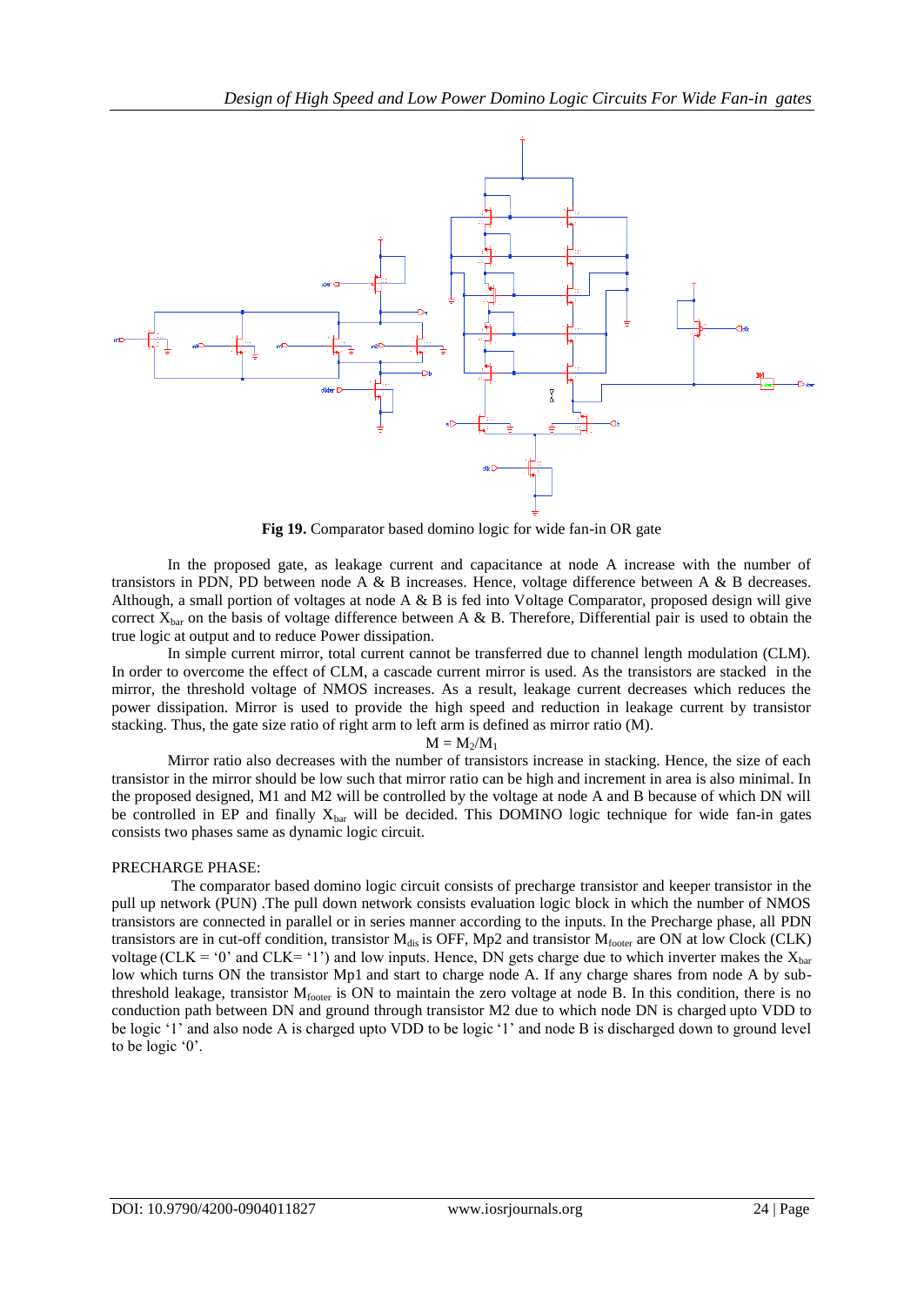**Fig 19.** Comparator based domino logic for wide fan-in OR gate

In the proposed gate, as leakage current and capacitance at node A increase with the number of transistors in PDN, PD between node A & B increases. Hence, voltage difference between A & B decreases. Although, a small portion of voltages at node A & B is fed into Voltage Comparator, proposed design will give correct $X_{bar}$ on the basis of voltage difference between A & B. Therefore, Differential pair is used to obtain the true logic at output and to reduce Power dissipation.

In simple current mirror, total current cannot be transferred due to channel length modulation (CLM). In order to overcome the effect of CLM, a cascade current mirror is used. As the transistors are stacked in the mirror, the threshold voltage of NMOS increases. As a result, leakage current decreases which reduces the power dissipation. Mirror is used to provide the high speed and reduction in leakage current by transistor stacking. Thus, the gate size ratio of right arm to left arm is defined as mirror ratio (M).

$$M = M_2/M_1$$

Mirror ratio also decreases with the number of transistors increase in stacking. Hence, the size of each transistor in the mirror should be low such that mirror ratio can be high and increment in area is also minimal. In the proposed designed, M1 and M2 will be controlled by the voltage at node A and B because of which DN will be controlled in EP and finally $X_{bar}$ will be decided. This DOMINO logic technique for wide fan-in gates consists two phases same as dynamic logic circuit.

PRECHARGE PHASE:

The comparator based domino logic circuit consists of precharge transistor and keeper transistor in the pull up network (PUN) .The pull down network consists evaluation logic block in which the number of NMOS transistors are connected in parallel or in series manner according to the inputs. In the Precharge phase, all PDN transistors are in cut-off condition, transistor $M_{dis}$ is OFF, Mp2 and transistor $M_{footer}$ are ON at low Clock (CLK) voltage (CLK = '0' and CLK= '1') and low inputs. Hence, DN gets charge due to which inverter makes the $X_{bar}$ low which turns ON the transistor Mp1 and start to charge node A. If any charge shares from node A by sub-threshold leakage, transistor $M_{footer}$ is ON to maintain the zero voltage at node B. In this condition, there is no conduction path between DN and ground through transistor M2 due to which node DN is charged upto VDD to be logic '1' and also node A is charged upto VDD to be logic '1' and node B is discharged down to ground level to be logic '0'.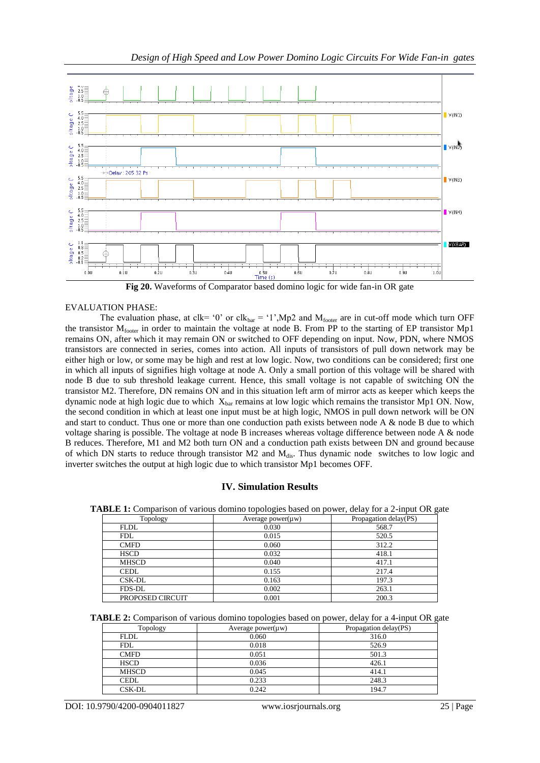**Fig 20.** Waveforms of Comparator based domino logic for wide fan-in OR gate

EVALUATION PHASE:

The evaluation phase, at clk= '0' or $clk_{bar}$ = '1',Mp2 and $M_{footer}$ are in cut-off mode which turn OFF the transistor $M_{footer}$ in order to maintain the voltage at node B. From PP to the starting of EP transistor Mp1 remains ON, after which it may remain ON or switched to OFF depending on input. Now, PDN, where NMOS transistors are connected in series, comes into action. All inputs of transistors of pull down network may be either high or low, or some may be high and rest at low logic. Now, two conditions can be considered; first one in which all inputs of signifies high voltage at node A. Only a small portion of this voltage will be shared with node B due to sub threshold leakage current. Hence, this small voltage is not capable of switching ON the transistor M2. Therefore, DN remains ON and in this situation left arm of mirror acts as keeper which keeps the dynamic node at high logic due to which $X_{bar}$ remains at low logic which remains the transistor Mp1 ON. Now, the second condition in which at least one input must be at high logic, NMOS in pull down network will be ON and start to conduct. Thus one or more than one conduction path exists between node A & node B due to which voltage sharing is possible. The voltage at node B increases whereas voltage difference between node A & node B reduces. Therefore, M1 and M2 both turn ON and a conduction path exists between DN and ground because of which DN starts to reduce through transistor M2 and $M_{dis}$. Thus dynamic node switches to low logic and inverter switches the output at high logic due to which transistor Mp1 becomes OFF.

## IV. Simulation Results

**TABLE 1:** Comparison of various domino topologies based on power, delay for a 2-input OR gate

| Topology | Average power(µw) | Propagation delay(PS) |
|---|---|---|
| FLDL | 0.030 | 568.7 |
| FDL | 0.015 | 520.5 |
| CMFD | 0.060 | 312.2 |
| HSCD | 0.032 | 418.1 |
| MHSCD | 0.040 | 417.1 |
| CEDL | 0.155 | 217.4 |
| CSK-DL | 0.163 | 197.3 |
| FDS-DL | 0.002 | 263.1 |
| PROPOSED CIRCUIT | 0.001 | 200.3 |

**TABLE 2:** Comparison of various domino topologies based on power, delay for a 4-input OR gate

| Topology | Average power(µw) | Propagation delay(PS) |
|---|---|---|
| FLDL | 0.060 | 316.0 |
| FDL | 0.018 | 526.9 |
| CMFD | 0.051 | 501.3 |
| HSCD | 0.036 | 426.1 |
| MHSCD | 0.045 | 414.1 |
| CEDL | 0.233 | 248.3 |
| CSK-DL | 0.242 | 194.7 |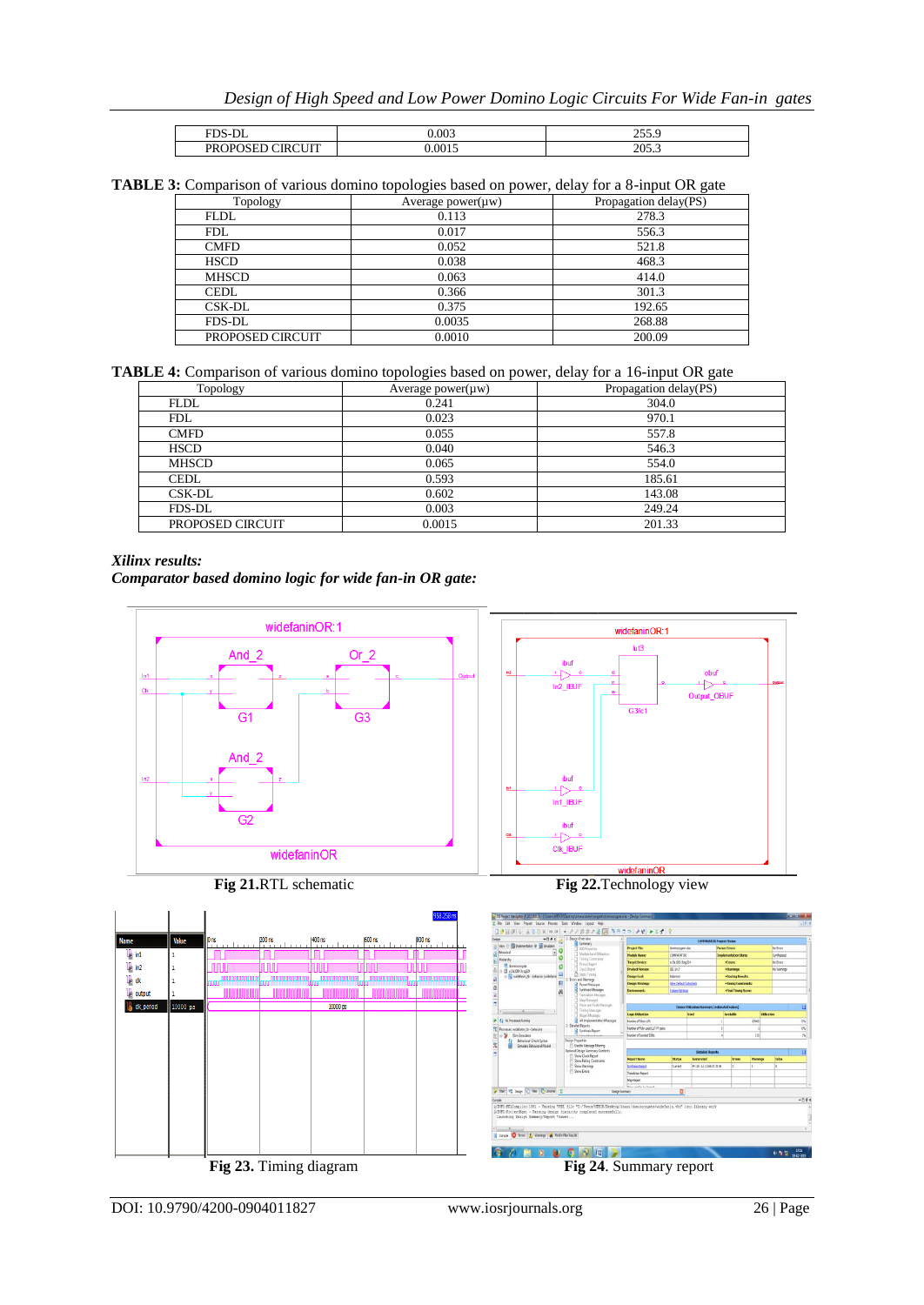| FDS-DL | 0.003 | 255.9 |
|---|---|---|
| PROPOSED CIRCUIT | 0.0015 | 205.3 |

**TABLE 3:** Comparison of various domino topologies based on power, delay for a 8-input OR gate

| Topology | Average power(μw) | Propagation delay(PS) |
|---|---|---|
| FLDL | 0.113 | 278.3 |
| FDL | 0.017 | 556.3 |
| CMFD | 0.052 | 521.8 |
| HSCD | 0.038 | 468.3 |
| MHSCD | 0.063 | 414.0 |
| CEDL | 0.366 | 301.3 |
| CSK-DL | 0.375 | 192.65 |
| FDS-DL | 0.0035 | 268.88 |
| PROPOSED CIRCUIT | 0.0010 | 200.09 |

**TABLE 4:** Comparison of various domino topologies based on power, delay for a 16-input OR gate

| Topology | Average power(μw) | Propagation delay(PS) |
|---|---|---|
| FLDL | 0.241 | 304.0 |
| FDL | 0.023 | 970.1 |
| CMFD | 0.055 | 557.8 |
| HSCD | 0.040 | 546.3 |
| MHSCD | 0.065 | 554.0 |
| CEDL | 0.593 | 185.61 |
| CSK-DL | 0.602 | 143.08 |
| FDS-DL | 0.003 | 249.24 |
| PROPOSED CIRCUIT | 0.0015 | 201.33 |

***Xilinx results:***

***Comparator based domino logic for wide fan-in OR gate:***

**Fig 21.**RTL schematic

**Fig 22.**Technology view

**Fig 23.** Timing diagram

**Fig 24**. Summary report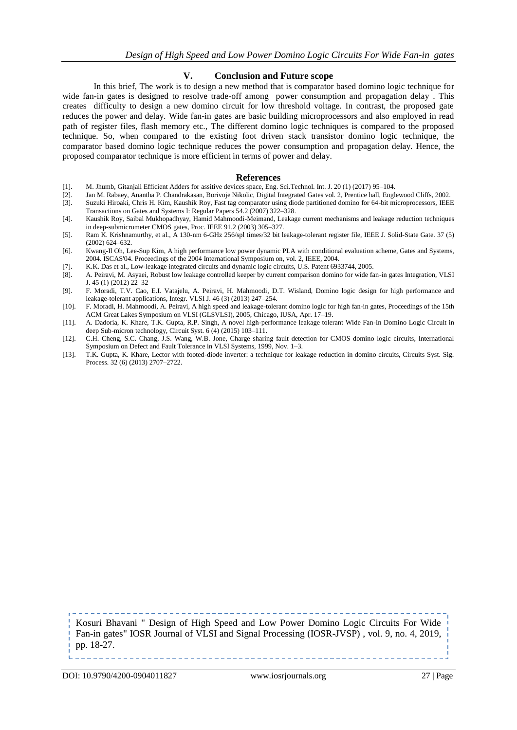## V. Conclusion and Future scope

In this brief, The work is to design a new method that is comparator based domino logic technique for wide fan-in gates is designed to resolve trade-off among power consumption and propagation delay . This creates difficulty to design a new domino circuit for low threshold voltage. In contrast, the proposed gate reduces the power and delay. Wide fan-in gates are basic building microprocessors and also employed in read path of register files, flash memory etc., The different domino logic techniques is compared to the proposed technique. So, when compared to the existing foot driven stack transistor domino logic technique, the comparator based domino logic technique reduces the power consumption and propagation delay. Hence, the proposed comparator technique is more efficient in terms of power and delay.

## References

[1]. M. Jhumb, Gitanjali Efficient Adders for assitive devices space, Eng. Sci.Technol. Int. J. 20 (1) (2017) 95–104.

[2]. Jan M. Rabaey, Anantha P. Chandrakasan, Borivoje Nikolic, Digital Integrated Gates vol. 2, Prentice hall, Englewood Cliffs, 2002.

[3]. Suzuki Hiroaki, Chris H. Kim, Kaushik Roy, Fast tag comparator using diode partitioned domino for 64-bit microprocessors, IEEE Transactions on Gates and Systems I: Regular Papers 54.2 (2007) 322–328.

[4]. Kaushik Roy, Saibal Mukhopadhyay, Hamid Mahmoodi-Meimand, Leakage current mechanisms and leakage reduction techniques in deep-submicrometer CMOS gates, Proc. IEEE 91.2 (2003) 305–327.

[5]. Ram K. Krishnamurthy, et al., A 130-nm 6-GHz 256/spl times/32 bit leakage-tolerant register file, IEEE J. Solid-State Gate. 37 (5) (2002) 624–632.

[6]. Kwang-Il Oh, Lee-Sup Kim, A high performance low power dynamic PLA with conditional evaluation scheme, Gates and Systems, 2004. ISCAS'04. Proceedings of the 2004 International Symposium on, vol. 2, IEEE, 2004.

[7]. K.K. Das et al., Low-leakage integrated circuits and dynamic logic circuits, U.S. Patent 6933744, 2005.

[8]. A. Peiravi, M. Asyaei, Robust low leakage controlled keeper by current comparison domino for wide fan-in gates Integration, VLSI J. 45 (1) (2012) 22–32

[9]. F. Moradi, T.V. Cao, E.I. Vatajelu, A. Peiravi, H. Mahmoodi, D.T. Wisland, Domino logic design for high performance and leakage-tolerant applications, Integr. VLSI J. 46 (3) (2013) 247–254.

[10]. F. Moradi, H. Mahmoodi, A. Peiravi, A high speed and leakage-tolerant domino logic for high fan-in gates, Proceedings of the 15th ACM Great Lakes Symposium on VLSI (GLSVLSI), 2005, Chicago, IUSA, Apr. 17–19.

[11]. A. Dadoria, K. Khare, T.K. Gupta, R.P. Singh, A novel high-performance leakage tolerant Wide Fan-In Domino Logic Circuit in deep Sub-micron technology, Circuit Syst. 6 (4) (2015) 103–111.

[12]. C.H. Cheng, S.C. Chang, J.S. Wang, W.B. Jone, Charge sharing fault detection for CMOS domino logic circuits, International Symposium on Defect and Fault Tolerance in VLSI Systems, 1999, Nov. 1–3.

[13]. T.K. Gupta, K. Khare, Lector with footed-diode inverter: a technique for leakage reduction in domino circuits, Circuits Syst. Sig. Process. 32 (6) (2013) 2707–2722.

Kosuri Bhavani " Design of High Speed and Low Power Domino Logic Circuits For Wide Fan-in gates" IOSR Journal of VLSI and Signal Processing (IOSR-JVSP) , vol. 9, no. 4, 2019, pp. 18-27.